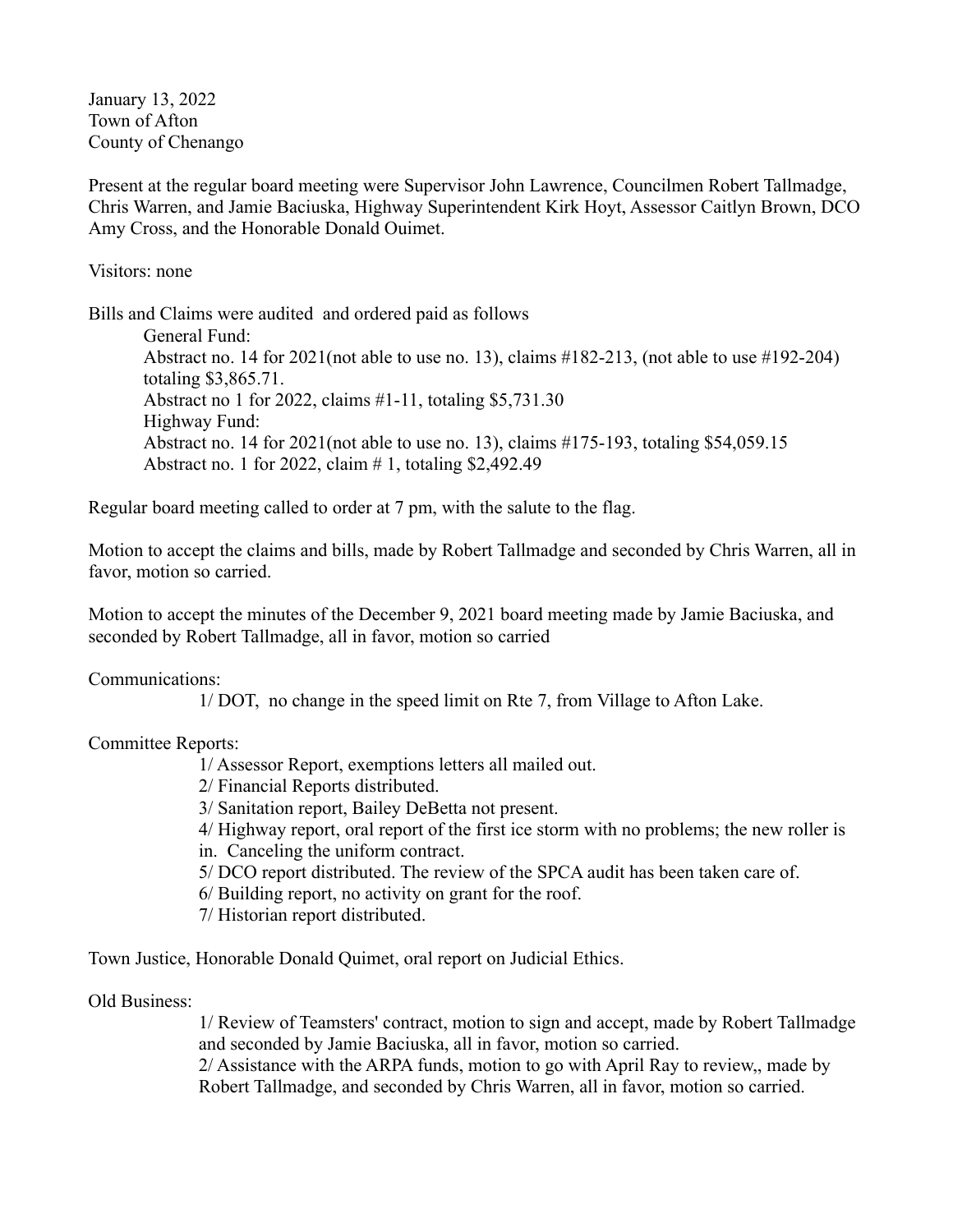January 13, 2022
Town of Afton
County of Chenango

Present at the regular board meeting were Supervisor John Lawrence, Councilmen Robert Tallmadge, Chris Warren, and Jamie Baciuska, Highway Superintendent Kirk Hoyt, Assessor Caitlyn Brown, DCO Amy Cross, and the Honorable Donald Ouimet.

Visitors: none

Bills and Claims were audited and ordered paid as follows

General Fund:
Abstract no. 14 for 2021(not able to use no. 13), claims #182-213, (not able to use #192-204) totaling $3,865.71.
Abstract no 1 for 2022, claims #1-11, totaling $5,731.30
Highway Fund:
Abstract no. 14 for 2021(not able to use no. 13), claims #175-193, totaling $54,059.15
Abstract no. 1 for 2022, claim # 1, totaling $2,492.49

Regular board meeting called to order at 7 pm, with the salute to the flag.

Motion to accept the claims and bills, made by Robert Tallmadge and seconded by Chris Warren, all in favor, motion so carried.

Motion to accept the minutes of the December 9, 2021 board meeting made by Jamie Baciuska, and seconded by Robert Tallmadge, all in favor, motion so carried

Communications:

1/ DOT, no change in the speed limit on Rte 7, from Village to Afton Lake.

Committee Reports:

1/ Assessor Report, exemptions letters all mailed out.
2/ Financial Reports distributed.
3/ Sanitation report, Bailey DeBetta not present.
4/ Highway report, oral report of the first ice storm with no problems; the new roller is in. Canceling the uniform contract.
5/ DCO report distributed. The review of the SPCA audit has been taken care of.
6/ Building report, no activity on grant for the roof.
7/ Historian report distributed.

Town Justice, Honorable Donald Quimet, oral report on Judicial Ethics.

Old Business:

1/ Review of Teamsters' contract, motion to sign and accept, made by Robert Tallmadge and seconded by Jamie Baciuska, all in favor, motion so carried.
2/ Assistance with the ARPA funds, motion to go with April Ray to review,, made by Robert Tallmadge, and seconded by Chris Warren, all in favor, motion so carried.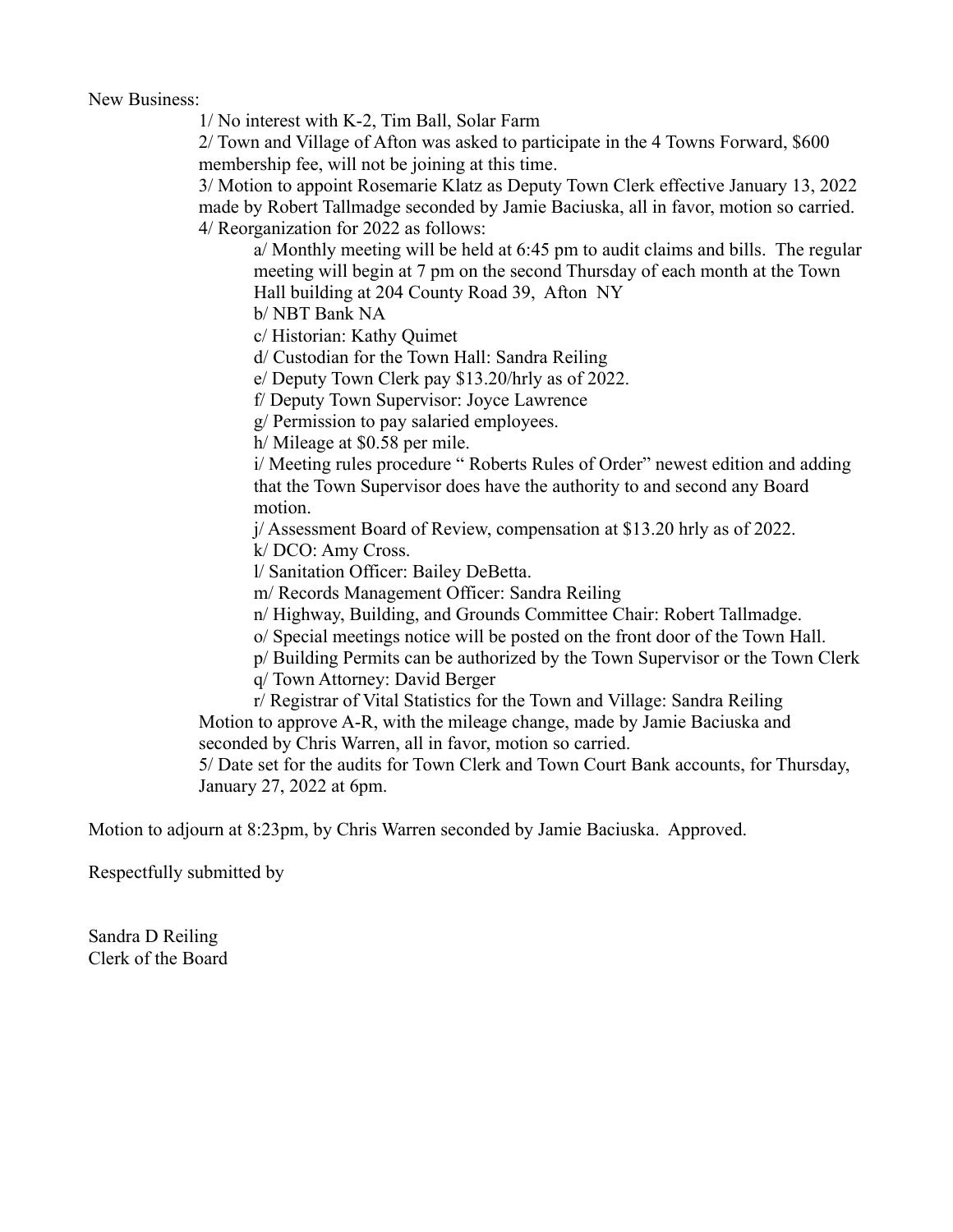New Business:

1/ No interest with K-2, Tim Ball, Solar Farm

2/ Town and Village of Afton was asked to participate in the 4 Towns Forward, $600 membership fee, will not be joining at this time.

3/ Motion to appoint Rosemarie Klatz as Deputy Town Clerk effective January 13, 2022 made by Robert Tallmadge seconded by Jamie Baciuska, all in favor, motion so carried.

4/ Reorganization for 2022 as follows:

a/ Monthly meeting will be held at 6:45 pm to audit claims and bills. The regular meeting will begin at 7 pm on the second Thursday of each month at the Town Hall building at 204 County Road 39, Afton NY

b/ NBT Bank NA

c/ Historian: Kathy Quimet

d/ Custodian for the Town Hall: Sandra Reiling

e/ Deputy Town Clerk pay $13.20/hrly as of 2022.

f/ Deputy Town Supervisor: Joyce Lawrence

g/ Permission to pay salaried employees.

h/ Mileage at $0.58 per mile.

i/ Meeting rules procedure " Roberts Rules of Order" newest edition and adding that the Town Supervisor does have the authority to and second any Board motion.

j/ Assessment Board of Review, compensation at $13.20 hrly as of 2022.

k/ DCO: Amy Cross.

l/ Sanitation Officer: Bailey DeBetta.

m/ Records Management Officer: Sandra Reiling

n/ Highway, Building, and Grounds Committee Chair: Robert Tallmadge.

o/ Special meetings notice will be posted on the front door of the Town Hall.

p/ Building Permits can be authorized by the Town Supervisor or the Town Clerk

q/ Town Attorney: David Berger

r/ Registrar of Vital Statistics for the Town and Village: Sandra Reiling

Motion to approve A-R, with the mileage change, made by Jamie Baciuska and seconded by Chris Warren, all in favor, motion so carried.

5/ Date set for the audits for Town Clerk and Town Court Bank accounts, for Thursday, January 27, 2022 at 6pm.

Motion to adjourn at 8:23pm, by Chris Warren seconded by Jamie Baciuska. Approved.

Respectfully submitted by

Sandra D Reiling
Clerk of the Board